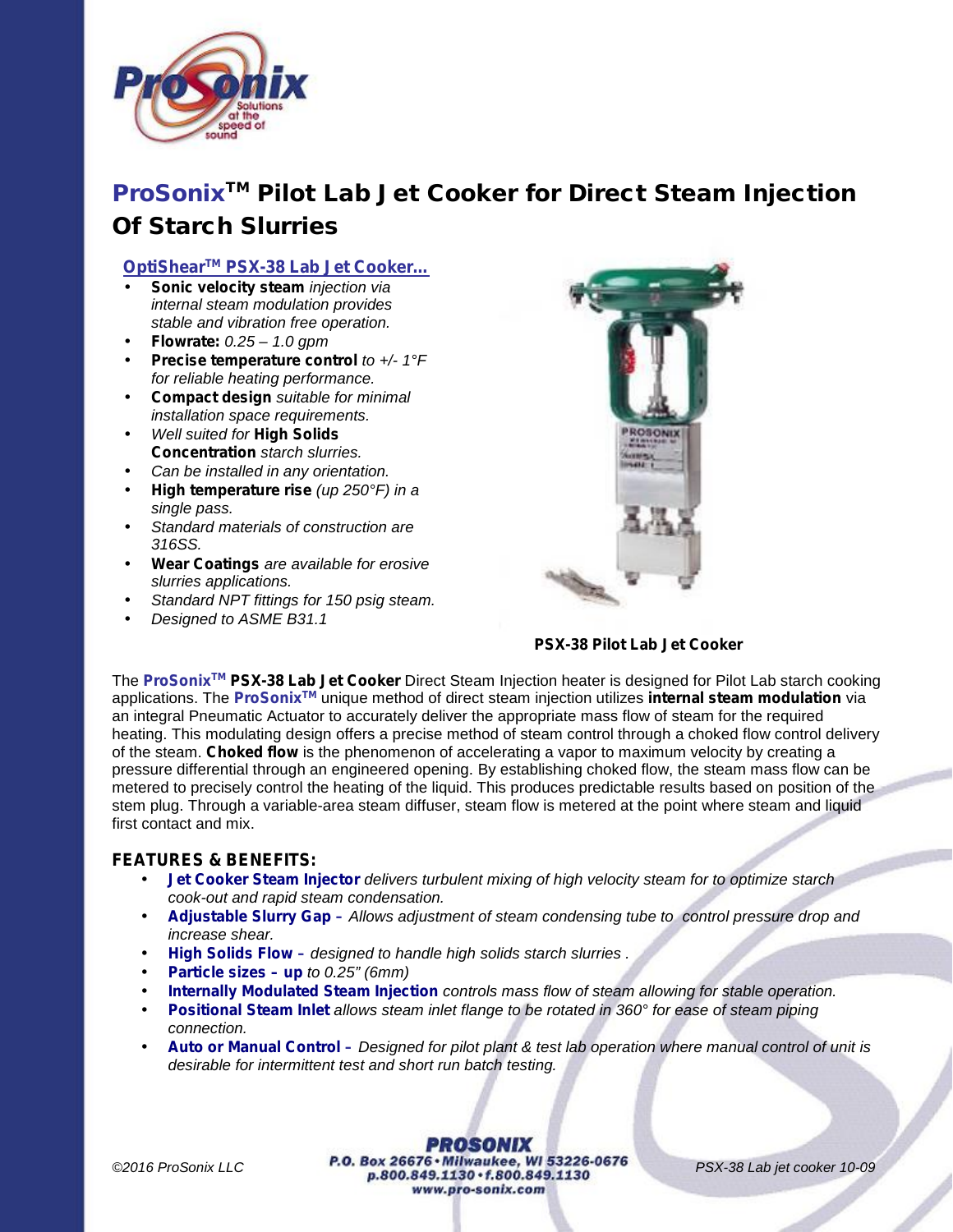# ProSonix™ Pilot Lab Jet Cooker for Direct Steam Injection Of Starch Slurries

**OptiShear™ PSX-38 Lab Jet Cooker…**

- **Sonic velocity steam** *injection via internal steam modulation provides stable and vibration free operation.*
- **Flowrate:** *0.25 – 1.0 gpm*
- **Precise temperature control** *to +/- 1°F for reliable heating performance.*
- **Compact design** *suitable for minimal installation space requirements.*
- *Well suited for* **High Solids Concentration** *starch slurries.*
- *Can be installed in any orientation.*
- **High temperature rise** *(up 250°F) in a single pass.*
- *Standard materials of construction are 316SS.*
- **Wear Coatings** *are available for erosive slurries applications.*
- *Standard NPT fittings for 150 psig steam.*
- *Designed to ASME B31.1*

**PSX-38 Pilot Lab Jet Cooker**

The **ProSonix™ PSX-38 Lab Jet Cooker** Direct Steam Injection heater is designed for Pilot Lab starch cooking applications. The **ProSonix™** unique method of direct steam injection utilizes **internal steam modulation** via an integral Pneumatic Actuator to accurately deliver the appropriate mass flow of steam for the required heating. This modulating design offers a precise method of steam control through a choked flow control delivery of the steam. **Choked flow** is the phenomenon of accelerating a vapor to maximum velocity by creating a pressure differential through an engineered opening. By establishing choked flow, the steam mass flow can be metered to precisely control the heating of the liquid. This produces predictable results based on position of the stem plug. Through a variable-area steam diffuser, steam flow is metered at the point where steam and liquid first contact and mix.

## FEATURES & BENEFITS:

- **Jet Cooker Steam Injector** *delivers turbulent mixing of high velocity steam for to optimize starch cook-out and rapid steam condensation.*
- **Adjustable Slurry Gap –** *Allows adjustment of steam condensing tube to control pressure drop and increase shear.*
- **High Solids Flow –** *designed to handle high solids starch slurries .*
- **Particle sizes – up** *to 0.25" (6mm)*
- **Internally Modulated Steam Injection** *controls mass flow of steam allowing for stable operation.*
- **Positional Steam Inlet** *allows steam inlet flange to be rotated in 360° for ease of steam piping connection.*
- **Auto or Manual Control –** *Designed for pilot plant & test lab operation where manual control of unit is desirable for intermittent test and short run batch testing.*

©2016 ProSonix LLC

**PROSONIX**
P.O. Box 26676 • Milwaukee, WI 53226-0676
p.800.849.1130 • f.800.849.1130
www.pro-sonix.com

PSX-38 Lab jet cooker 10-09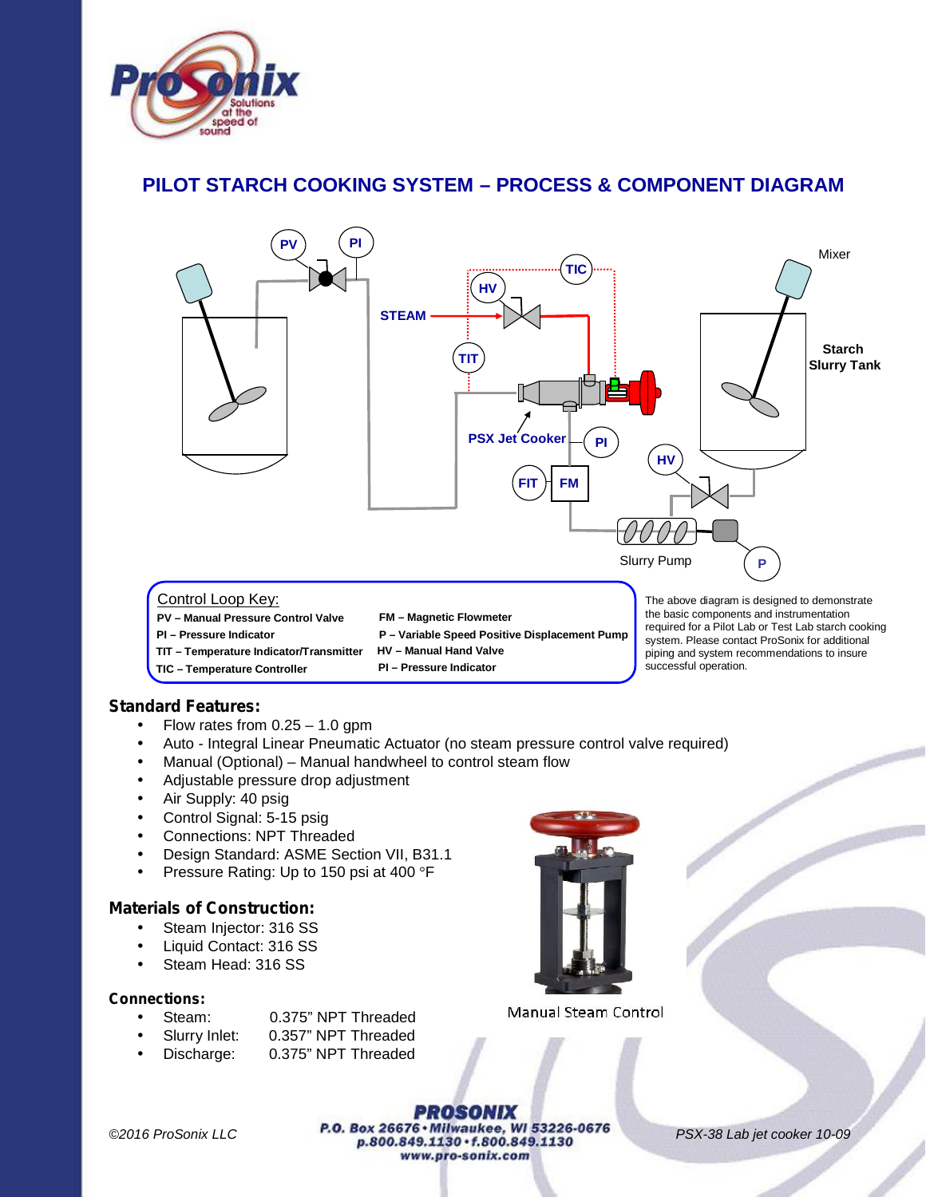# PILOT STARCH COOKING SYSTEM – PROCESS & COMPONENT DIAGRAM

PV
PI
STEAM
HV
TIC
TIT
Mixer
Starch Slurry Tank
PSX Jet Cooker
PI
HV
FIT
FM
Slurry Pump
P

**Control Loop Key:**

| | |
|---|---|
| **PV – Manual Pressure Control Valve** | **FM – Magnetic Flowmeter** |
| **PI – Pressure Indicator** | **P – Variable Speed Positive Displacement Pump** |
| **TIT – Temperature Indicator/Transmitter** | **HV – Manual Hand Valve** |
| **TIC – Temperature Controller** | **PI – Pressure Indicator** |

The above diagram is designed to demonstrate the basic components and instrumentation required for a Pilot Lab or Test Lab starch cooking system. Please contact ProSonix for additional piping and system recommendations to insure successful operation.

## Standard Features:

- Flow rates from 0.25 – 1.0 gpm
- Auto - Integral Linear Pneumatic Actuator (no steam pressure control valve required)
- Manual (Optional) – Manual handwheel to control steam flow
- Adjustable pressure drop adjustment
- Air Supply: 40 psig
- Control Signal: 5-15 psig
- Connections: NPT Threaded
- Design Standard: ASME Section VII, B31.1
- Pressure Rating: Up to 150 psi at 400 °F

## Materials of Construction:

- Steam Injector: 316 SS
- Liquid Contact: 316 SS
- Steam Head: 316 SS

## Connections:

- Steam: 0.375" NPT Threaded
- Slurry Inlet: 0.357" NPT Threaded
- Discharge: 0.375" NPT Threaded

Manual Steam Control

*©2016 ProSonix LLC*

**PROSONIX**
**P.O. Box 26676 • Milwaukee, WI 53226-0676**
**p.800.849.1130 • f.800.849.1130**
**www.pro-sonix.com**

*PSX-38 Lab jet cooker 10-09*